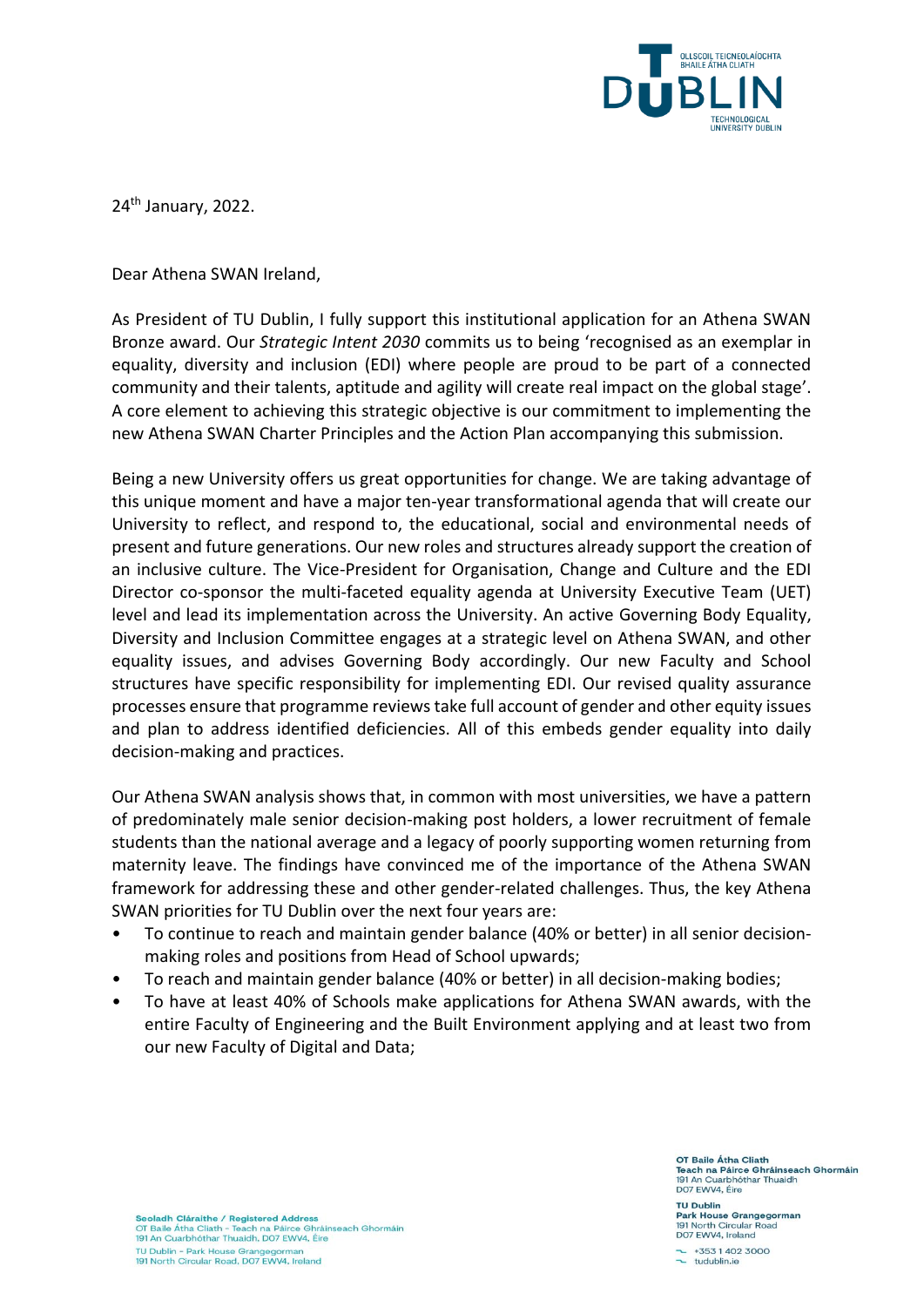24th January, 2022.

Dear Athena SWAN Ireland,

As President of TU Dublin, I fully support this institutional application for an Athena SWAN Bronze award. Our *Strategic Intent 2030* commits us to being 'recognised as an exemplar in equality, diversity and inclusion (EDI) where people are proud to be part of a connected community and their talents, aptitude and agility will create real impact on the global stage'. A core element to achieving this strategic objective is our commitment to implementing the new Athena SWAN Charter Principles and the Action Plan accompanying this submission.

Being a new University offers us great opportunities for change. We are taking advantage of this unique moment and have a major ten-year transformational agenda that will create our University to reflect, and respond to, the educational, social and environmental needs of present and future generations. Our new roles and structures already support the creation of an inclusive culture. The Vice-President for Organisation, Change and Culture and the EDI Director co-sponsor the multi-faceted equality agenda at University Executive Team (UET) level and lead its implementation across the University. An active Governing Body Equality, Diversity and Inclusion Committee engages at a strategic level on Athena SWAN, and other equality issues, and advises Governing Body accordingly. Our new Faculty and School structures have specific responsibility for implementing EDI. Our revised quality assurance processes ensure that programme reviews take full account of gender and other equity issues and plan to address identified deficiencies. All of this embeds gender equality into daily decision-making and practices.

Our Athena SWAN analysis shows that, in common with most universities, we have a pattern of predominately male senior decision-making post holders, a lower recruitment of female students than the national average and a legacy of poorly supporting women returning from maternity leave. The findings have convinced me of the importance of the Athena SWAN framework for addressing these and other gender-related challenges. Thus, the key Athena SWAN priorities for TU Dublin over the next four years are:

- To continue to reach and maintain gender balance (40% or better) in all senior decision-making roles and positions from Head of School upwards;
- To reach and maintain gender balance (40% or better) in all decision-making bodies;
- To have at least 40% of Schools make applications for Athena SWAN awards, with the entire Faculty of Engineering and the Built Environment applying and at least two from our new Faculty of Digital and Data;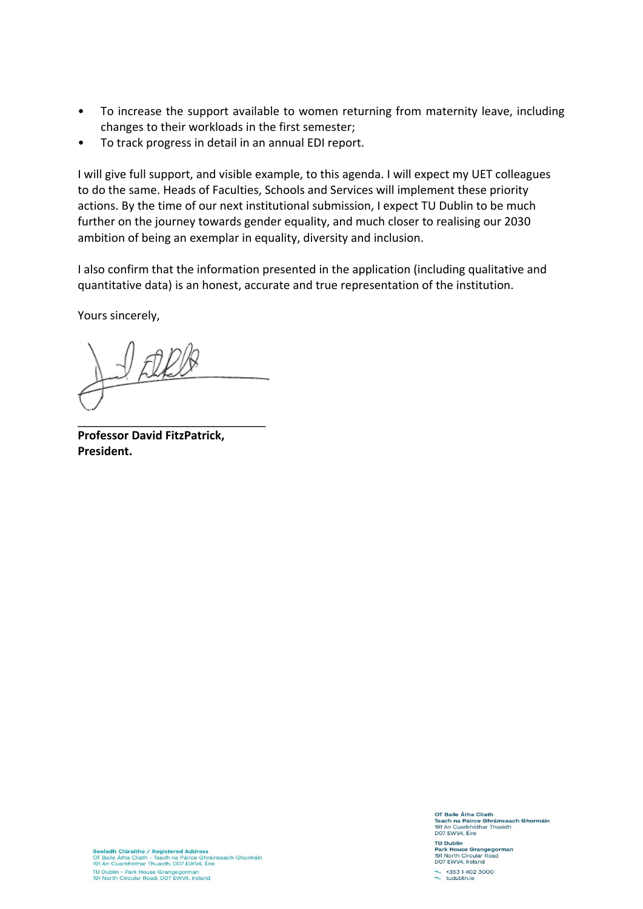- To increase the support available to women returning from maternity leave, including changes to their workloads in the first semester;
- To track progress in detail in an annual EDI report.

I will give full support, and visible example, to this agenda. I will expect my UET colleagues to do the same. Heads of Faculties, Schools and Services will implement these priority actions. By the time of our next institutional submission, I expect TU Dublin to be much further on the journey towards gender equality, and much closer to realising our 2030 ambition of being an exemplar in equality, diversity and inclusion.

I also confirm that the information presented in the application (including qualitative and quantitative data) is an honest, accurate and true representation of the institution.

Yours sincerely,

_______________________________

**Professor David FitzPatrick,**
**President.**

Seoladh Cláraithe / Registered Address
OT Baile Átha Cliath – Teach na Páirce Ghráinseach Ghormáin
191 An Cuarbhóthar Thuaidh, D07 EWV4, Éire
TU Dublin – Park House Grangegorman
191 North Circular Road, D07 EWV4, Ireland

**OT Baile Átha Cliath**
**Teach na Páirce Ghráinseach Ghormáin**
191 An Cuarbhóthar Thuaidh
D07 EWV4, Éire

**TU Dublin**
**Park House Grangegorman**
191 North Circular Road
D07 EWV4, Ireland

+353 1 402 3000
tudublin.ie